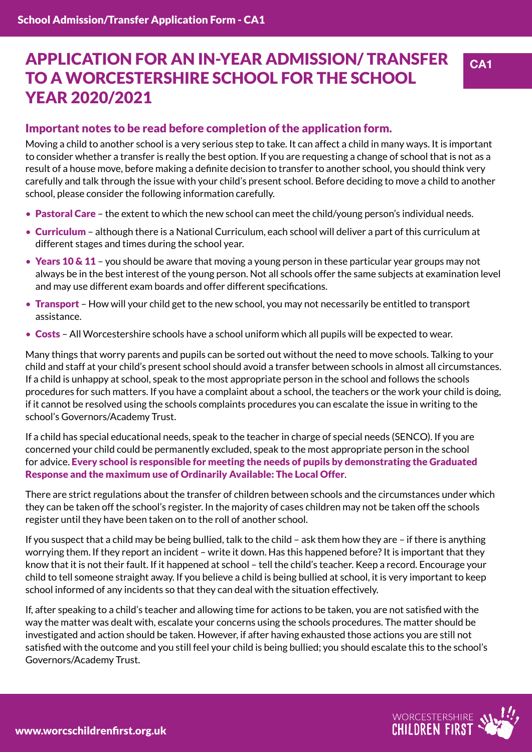# APPLICATION FOR AN IN-YEAR ADMISSION/ TRANSFER TO A WORCESTERSHIRE SCHOOL FOR THE SCHOOL YEAR 2020/2021

CA1

## Important notes to be read before completion of the application form.

Moving a child to another school is a very serious step to take. It can affect a child in many ways. It is important to consider whether a transfer is really the best option. If you are requesting a change of school that is not as a result of a house move, before making a definite decision to transfer to another school, you should think very carefully and talk through the issue with your child's present school. Before deciding to move a child to another school, please consider the following information carefully.

- **Pastoral Care** – the extent to which the new school can meet the child/young person's individual needs.
- **Curriculum** – although there is a National Curriculum, each school will deliver a part of this curriculum at different stages and times during the school year.
- **Years 10 & 11** – you should be aware that moving a young person in these particular year groups may not always be in the best interest of the young person. Not all schools offer the same subjects at examination level and may use different exam boards and offer different specifications.
- **Transport** – How will your child get to the new school, you may not necessarily be entitled to transport assistance.
- **Costs** – All Worcestershire schools have a school uniform which all pupils will be expected to wear.

Many things that worry parents and pupils can be sorted out without the need to move schools. Talking to your child and staff at your child's present school should avoid a transfer between schools in almost all circumstances. If a child is unhappy at school, speak to the most appropriate person in the school and follows the schools procedures for such matters. If you have a complaint about a school, the teachers or the work your child is doing, if it cannot be resolved using the schools complaints procedures you can escalate the issue in writing to the school's Governors/Academy Trust.

If a child has special educational needs, speak to the teacher in charge of special needs (SENCO). If you are concerned your child could be permanently excluded, speak to the most appropriate person in the school for advice. **Every school is responsible for meeting the needs of pupils by demonstrating the Graduated Response and the maximum use of Ordinarily Available: The Local Offer**.

There are strict regulations about the transfer of children between schools and the circumstances under which they can be taken off the school's register. In the majority of cases children may not be taken off the schools register until they have been taken on to the roll of another school.

If you suspect that a child may be being bullied, talk to the child – ask them how they are – if there is anything worrying them. If they report an incident – write it down. Has this happened before? It is important that they know that it is not their fault. If it happened at school – tell the child's teacher. Keep a record. Encourage your child to tell someone straight away. If you believe a child is being bullied at school, it is very important to keep school informed of any incidents so that they can deal with the situation effectively.

If, after speaking to a child's teacher and allowing time for actions to be taken, you are not satisfied with the way the matter was dealt with, escalate your concerns using the schools procedures. The matter should be investigated and action should be taken. However, if after having exhausted those actions you are still not satisfied with the outcome and you still feel your child is being bullied; you should escalate this to the school's Governors/Academy Trust.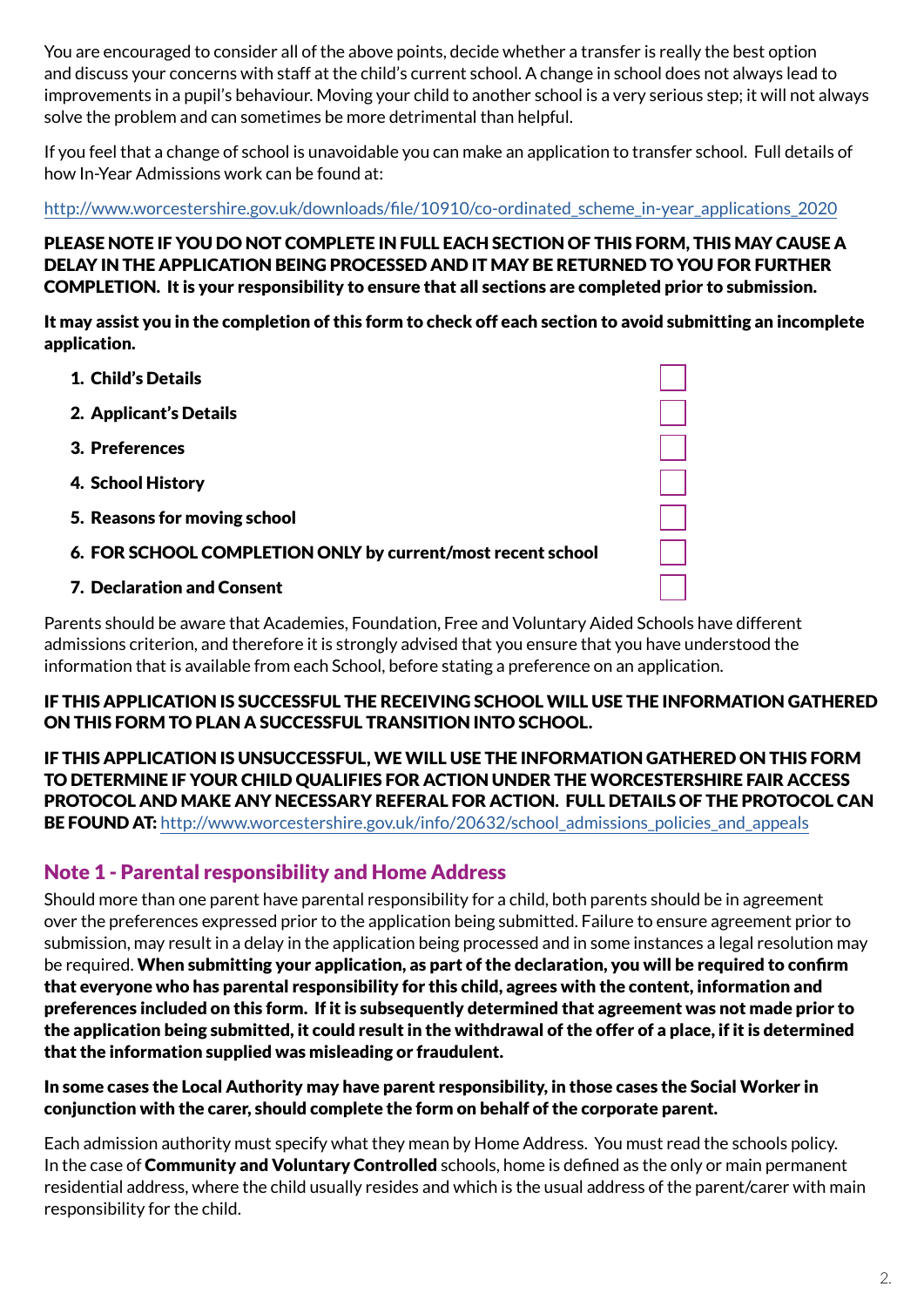You are encouraged to consider all of the above points, decide whether a transfer is really the best option and discuss your concerns with staff at the child's current school. A change in school does not always lead to improvements in a pupil's behaviour. Moving your child to another school is a very serious step; it will not always solve the problem and can sometimes be more detrimental than helpful.

If you feel that a change of school is unavoidable you can make an application to transfer school. Full details of how In-Year Admissions work can be found at:

http://www.worcestershire.gov.uk/downloads/file/10910/co-ordinated_scheme_in-year_applications_2020

**PLEASE NOTE IF YOU DO NOT COMPLETE IN FULL EACH SECTION OF THIS FORM, THIS MAY CAUSE A DELAY IN THE APPLICATION BEING PROCESSED AND IT MAY BE RETURNED TO YOU FOR FURTHER COMPLETION. It is your responsibility to ensure that all sections are completed prior to submission.**

**It may assist you in the completion of this form to check off each section to avoid submitting an incomplete application.**

1. **Child's Details** ☐
2. **Applicant's Details** ☐
3. **Preferences** ☐
4. **School History** ☐
5. **Reasons for moving school** ☐
6. **FOR SCHOOL COMPLETION ONLY by current/most recent school** ☐
7. **Declaration and Consent** ☐

Parents should be aware that Academies, Foundation, Free and Voluntary Aided Schools have different admissions criterion, and therefore it is strongly advised that you ensure that you have understood the information that is available from each School, before stating a preference on an application.

**IF THIS APPLICATION IS SUCCESSFUL THE RECEIVING SCHOOL WILL USE THE INFORMATION GATHERED ON THIS FORM TO PLAN A SUCCESSFUL TRANSITION INTO SCHOOL.**

**IF THIS APPLICATION IS UNSUCCESSFUL, WE WILL USE THE INFORMATION GATHERED ON THIS FORM TO DETERMINE IF YOUR CHILD QUALIFIES FOR ACTION UNDER THE WORCESTERSHIRE FAIR ACCESS PROTOCOL AND MAKE ANY NECESSARY REFERAL FOR ACTION. FULL DETAILS OF THE PROTOCOL CAN BE FOUND AT:** http://www.worcestershire.gov.uk/info/20632/school_admissions_policies_and_appeals

## Note 1 - Parental responsibility and Home Address

Should more than one parent have parental responsibility for a child, both parents should be in agreement over the preferences expressed prior to the application being submitted. Failure to ensure agreement prior to submission, may result in a delay in the application being processed and in some instances a legal resolution may be required. **When submitting your application, as part of the declaration, you will be required to confirm that everyone who has parental responsibility for this child, agrees with the content, information and preferences included on this form. If it is subsequently determined that agreement was not made prior to the application being submitted, it could result in the withdrawal of the offer of a place, if it is determined that the information supplied was misleading or fraudulent.**

**In some cases the Local Authority may have parent responsibility, in those cases the Social Worker in conjunction with the carer, should complete the form on behalf of the corporate parent.**

Each admission authority must specify what they mean by Home Address. You must read the schools policy. In the case of **Community and Voluntary Controlled** schools, home is defined as the only or main permanent residential address, where the child usually resides and which is the usual address of the parent/carer with main responsibility for the child.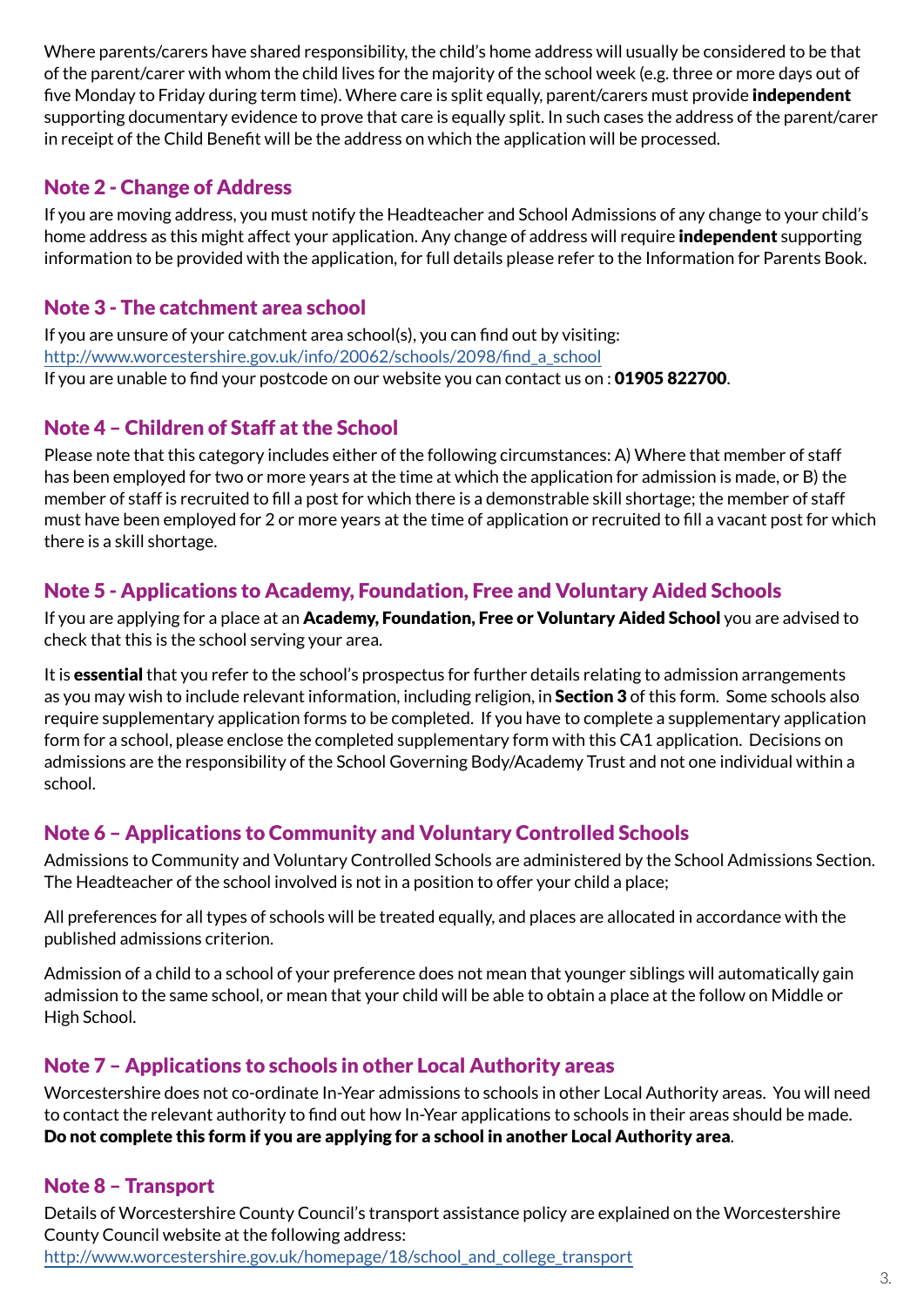Where parents/carers have shared responsibility, the child's home address will usually be considered to be that of the parent/carer with whom the child lives for the majority of the school week (e.g. three or more days out of five Monday to Friday during term time). Where care is split equally, parent/carers must provide **independent** supporting documentary evidence to prove that care is equally split. In such cases the address of the parent/carer in receipt of the Child Benefit will be the address on which the application will be processed.

## Note 2 - Change of Address

If you are moving address, you must notify the Headteacher and School Admissions of any change to your child's home address as this might affect your application. Any change of address will require **independent** supporting information to be provided with the application, for full details please refer to the Information for Parents Book.

## Note 3 - The catchment area school

If you are unsure of your catchment area school(s), you can find out by visiting:
http://www.worcestershire.gov.uk/info/20062/schools/2098/find_a_school
If you are unable to find your postcode on our website you can contact us on : **01905 822700**.

## Note 4 – Children of Staff at the School

Please note that this category includes either of the following circumstances: A) Where that member of staff has been employed for two or more years at the time at which the application for admission is made, or B) the member of staff is recruited to fill a post for which there is a demonstrable skill shortage; the member of staff must have been employed for 2 or more years at the time of application or recruited to fill a vacant post for which there is a skill shortage.

## Note 5 - Applications to Academy, Foundation, Free and Voluntary Aided Schools

If you are applying for a place at an **Academy, Foundation, Free or Voluntary Aided School** you are advised to check that this is the school serving your area.

It is **essential** that you refer to the school's prospectus for further details relating to admission arrangements as you may wish to include relevant information, including religion, in **Section 3** of this form. Some schools also require supplementary application forms to be completed. If you have to complete a supplementary application form for a school, please enclose the completed supplementary form with this CA1 application. Decisions on admissions are the responsibility of the School Governing Body/Academy Trust and not one individual within a school.

## Note 6 – Applications to Community and Voluntary Controlled Schools

Admissions to Community and Voluntary Controlled Schools are administered by the School Admissions Section. The Headteacher of the school involved is not in a position to offer your child a place;

All preferences for all types of schools will be treated equally, and places are allocated in accordance with the published admissions criterion.

Admission of a child to a school of your preference does not mean that younger siblings will automatically gain admission to the same school, or mean that your child will be able to obtain a place at the follow on Middle or High School.

## Note 7 – Applications to schools in other Local Authority areas

Worcestershire does not co-ordinate In-Year admissions to schools in other Local Authority areas. You will need to contact the relevant authority to find out how In-Year applications to schools in their areas should be made. **Do not complete this form if you are applying for a school in another Local Authority area**.

## Note 8 – Transport

Details of Worcestershire County Council's transport assistance policy are explained on the Worcestershire County Council website at the following address:
http://www.worcestershire.gov.uk/homepage/18/school_and_college_transport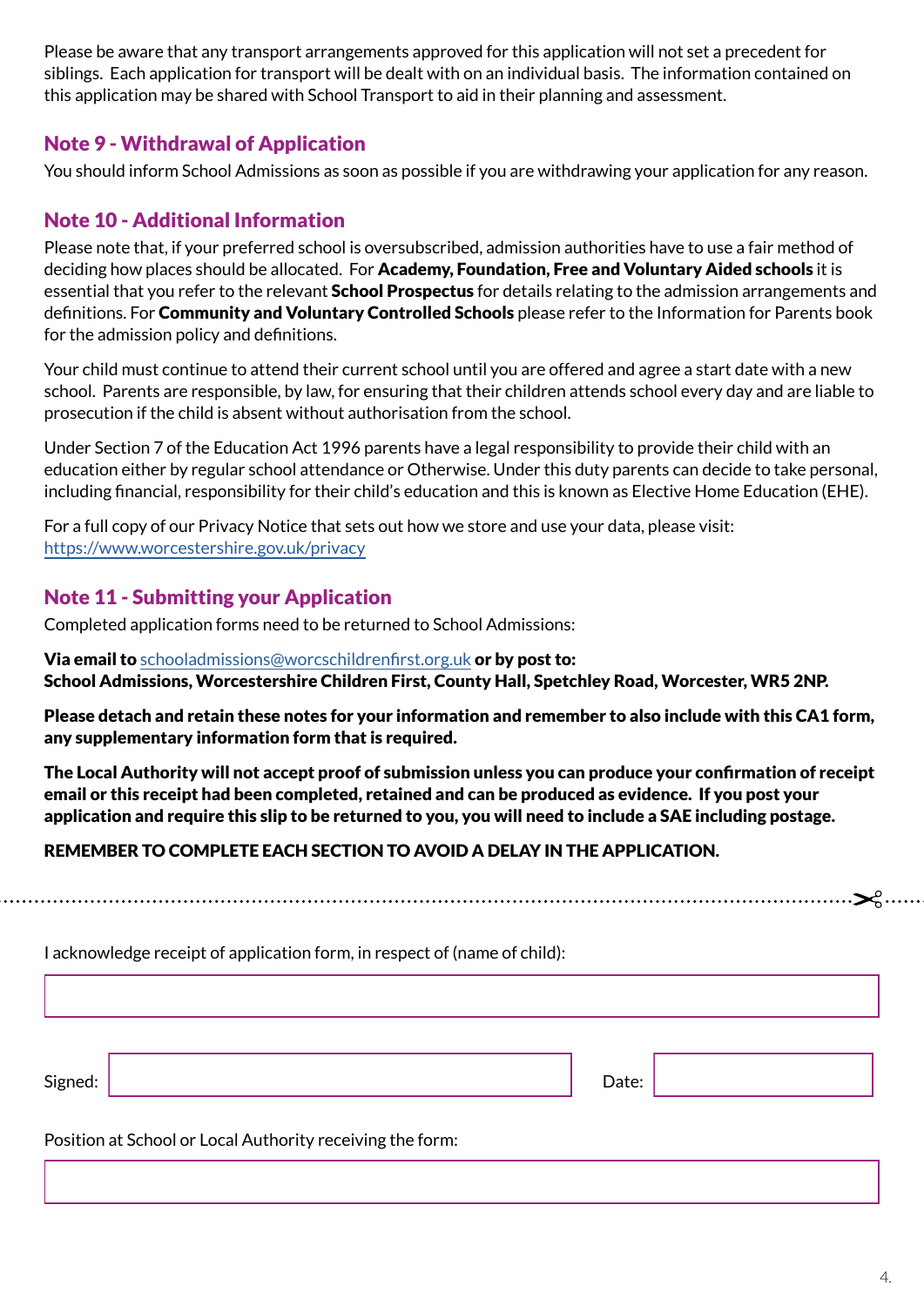Please be aware that any transport arrangements approved for this application will not set a precedent for siblings. Each application for transport will be dealt with on an individual basis. The information contained on this application may be shared with School Transport to aid in their planning and assessment.

## Note 9 - Withdrawal of Application

You should inform School Admissions as soon as possible if you are withdrawing your application for any reason.

## Note 10 - Additional Information

Please note that, if your preferred school is oversubscribed, admission authorities have to use a fair method of deciding how places should be allocated. For **Academy, Foundation, Free and Voluntary Aided schools** it is essential that you refer to the relevant **School Prospectus** for details relating to the admission arrangements and definitions. For **Community and Voluntary Controlled Schools** please refer to the Information for Parents book for the admission policy and definitions.

Your child must continue to attend their current school until you are offered and agree a start date with a new school. Parents are responsible, by law, for ensuring that their children attends school every day and are liable to prosecution if the child is absent without authorisation from the school.

Under Section 7 of the Education Act 1996 parents have a legal responsibility to provide their child with an education either by regular school attendance or Otherwise. Under this duty parents can decide to take personal, including financial, responsibility for their child's education and this is known as Elective Home Education (EHE).

For a full copy of our Privacy Notice that sets out how we store and use your data, please visit: https://www.worcestershire.gov.uk/privacy

## Note 11 - Submitting your Application

Completed application forms need to be returned to School Admissions:

**Via email to** schooladmissions@worcschildrenfirst.org.uk **or by post to:**
**School Admissions, Worcestershire Children First, County Hall, Spetchley Road, Worcester, WR5 2NP.**

**Please detach and retain these notes for your information and remember to also include with this CA1 form, any supplementary information form that is required.**

**The Local Authority will not accept proof of submission unless you can produce your confirmation of receipt email or this receipt had been completed, retained and can be produced as evidence. If you post your application and require this slip to be returned to you, you will need to include a SAE including postage.**

**REMEMBER TO COMPLETE EACH SECTION TO AVOID A DELAY IN THE APPLICATION.**

---

I acknowledge receipt of application form, in respect of (name of child):

Signed: Date:

Position at School or Local Authority receiving the form: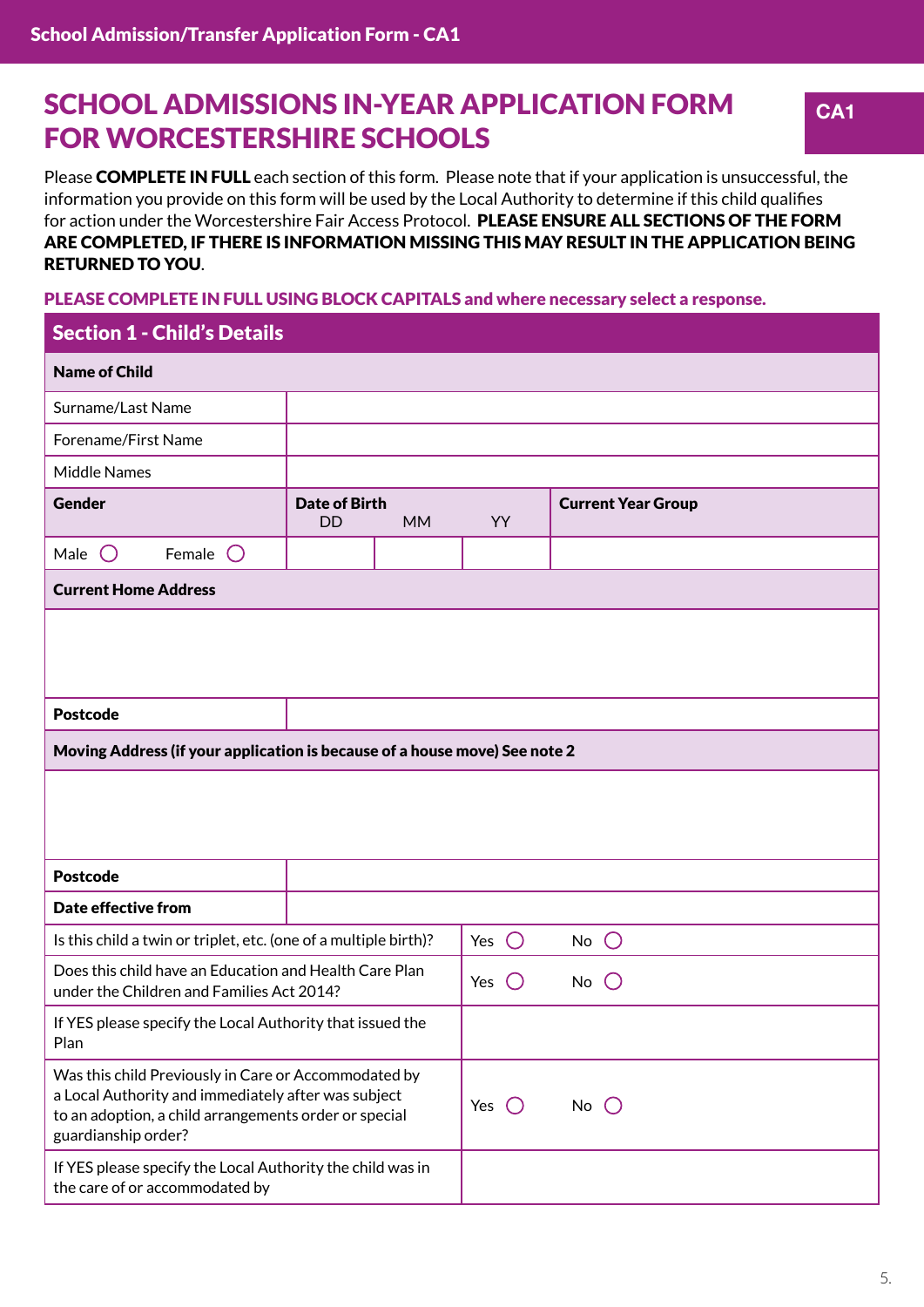# SCHOOL ADMISSIONS IN-YEAR APPLICATION FORM FOR WORCESTERSHIRE SCHOOLS

**CA1**

Please **COMPLETE IN FULL** each section of this form. Please note that if your application is unsuccessful, the information you provide on this form will be used by the Local Authority to determine if this child qualifies for action under the Worcestershire Fair Access Protocol. **PLEASE ENSURE ALL SECTIONS OF THE FORM ARE COMPLETED, IF THERE IS INFORMATION MISSING THIS MAY RESULT IN THE APPLICATION BEING RETURNED TO YOU**.

**PLEASE COMPLETE IN FULL USING BLOCK CAPITALS and where necessary select a response.**

## Section 1 - Child's Details

| **Name of Child** | | | | |
|---|---|---|---|---|
| Surname/Last Name | | | | |
| Forename/First Name | | | | |
| Middle Names | | | | |
| **Gender** | **Date of Birth** DD | MM | YY | **Current Year Group** |
| Male ◯ Female ◯ | | | | |

| **Current Home Address** | |
|---|---|
| | |
| **Postcode** | |

| **Moving Address (if your application is because of a house move) See note 2** | |
|---|---|
| | |
| **Postcode** | |
| **Date effective from** | |

| | |
|---|---|
| Is this child a twin or triplet, etc. (one of a multiple birth)? | Yes ◯ No ◯ |
| Does this child have an Education and Health Care Plan under the Children and Families Act 2014? | Yes ◯ No ◯ |
| If YES please specify the Local Authority that issued the Plan | |
| Was this child Previously in Care or Accommodated by a Local Authority and immediately after was subject to an adoption, a child arrangements order or special guardianship order? | Yes ◯ No ◯ |
| If YES please specify the Local Authority the child was in the care of or accommodated by | |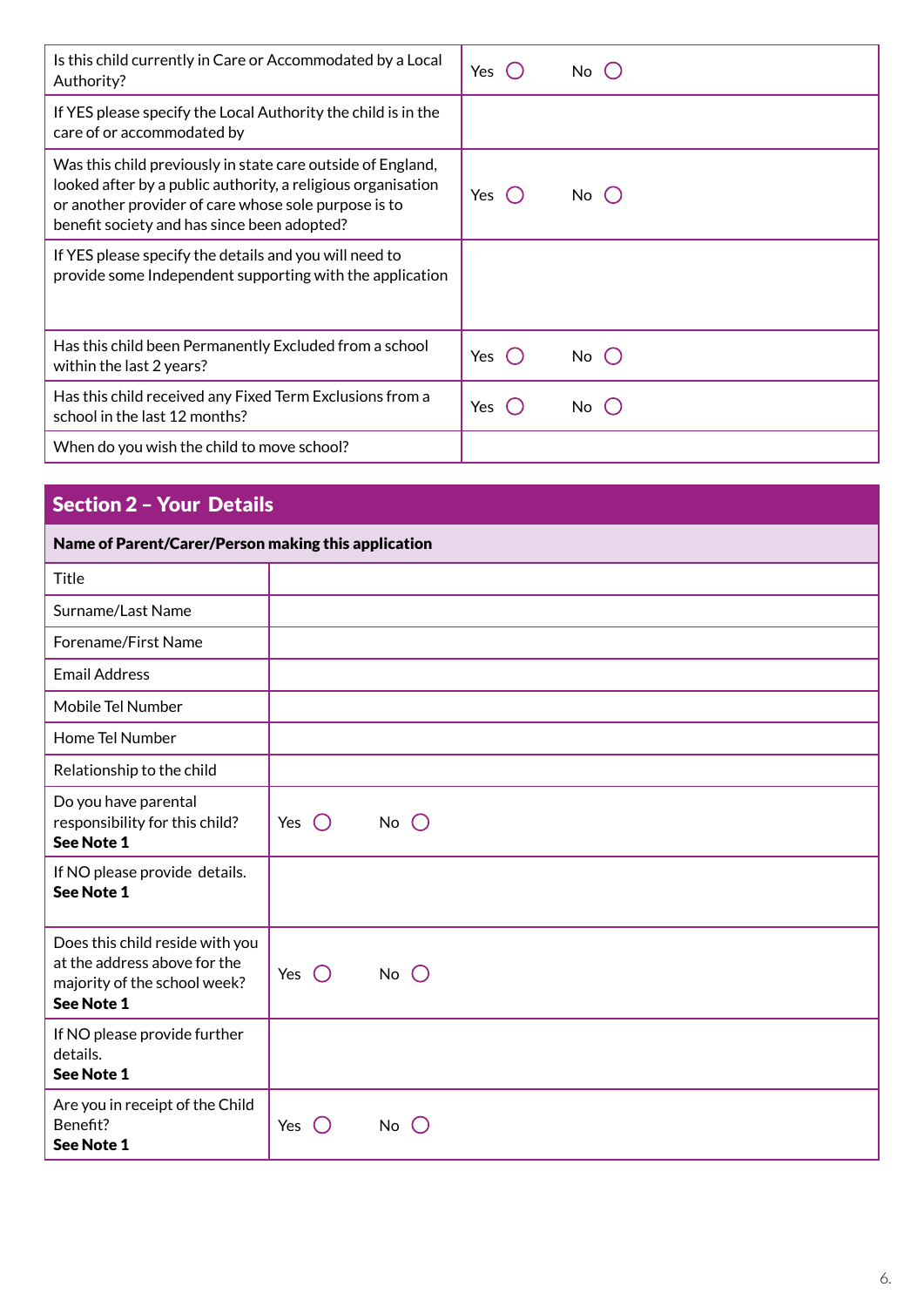| | |
|---|---|
| Is this child currently in Care or Accommodated by a Local Authority? | Yes ◯ No ◯ |
| If YES please specify the Local Authority the child is in the care of or accommodated by | |
| Was this child previously in state care outside of England, looked after by a public authority, a religious organisation or another provider of care whose sole purpose is to benefit society and has since been adopted? | Yes ◯ No ◯ |
| If YES please specify the details and you will need to provide some Independent supporting with the application | |
| Has this child been Permanently Excluded from a school within the last 2 years? | Yes ◯ No ◯ |
| Has this child received any Fixed Term Exclusions from a school in the last 12 months? | Yes ◯ No ◯ |
| When do you wish the child to move school? | |

## Section 2 – Your Details

| **Name of Parent/Carer/Person making this application** | |
|---|---|
| Title | |
| Surname/Last Name | |
| Forename/First Name | |
| Email Address | |
| Mobile Tel Number | |
| Home Tel Number | |
| Relationship to the child | |
| Do you have parental responsibility for this child? **See Note 1** | Yes ◯ No ◯ |
| If NO please provide details. **See Note 1** | |
| Does this child reside with you at the address above for the majority of the school week? **See Note 1** | Yes ◯ No ◯ |
| If NO please provide further details. **See Note 1** | |
| Are you in receipt of the Child Benefit? **See Note 1** | Yes ◯ No ◯ |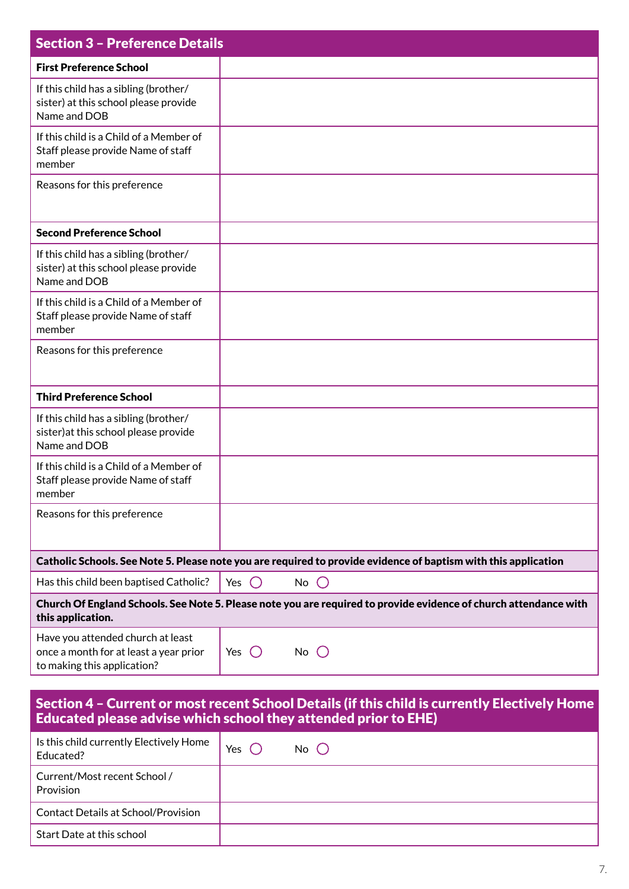## Section 3 – Preference Details

| | |
|---|---|
| **First Preference School** | |
| If this child has a sibling (brother/ sister) at this school please provide Name and DOB | |
| If this child is a Child of a Member of Staff please provide Name of staff member | |
| Reasons for this preference | |
| **Second Preference School** | |
| If this child has a sibling (brother/ sister) at this school please provide Name and DOB | |
| If this child is a Child of a Member of Staff please provide Name of staff member | |
| Reasons for this preference | |
| **Third Preference School** | |
| If this child has a sibling (brother/ sister)at this school please provide Name and DOB | |
| If this child is a Child of a Member of Staff please provide Name of staff member | |
| Reasons for this preference | |

**Catholic Schools. See Note 5. Please note you are required to provide evidence of baptism with this application**

| | |
|---|---|
| Has this child been baptised Catholic? | Yes ◯ No ◯ |

**Church Of England Schools. See Note 5. Please note you are required to provide evidence of church attendance with this application.**

| | |
|---|---|
| Have you attended church at least once a month for at least a year prior to making this application? | Yes ◯ No ◯ |

## Section 4 – Current or most recent School Details (if this child is currently Electively Home Educated please advise which school they attended prior to EHE)

| | |
|---|---|
| Is this child currently Electively Home Educated? | Yes ◯ No ◯ |
| Current/Most recent School / Provision | |
| Contact Details at School/Provision | |
| Start Date at this school | |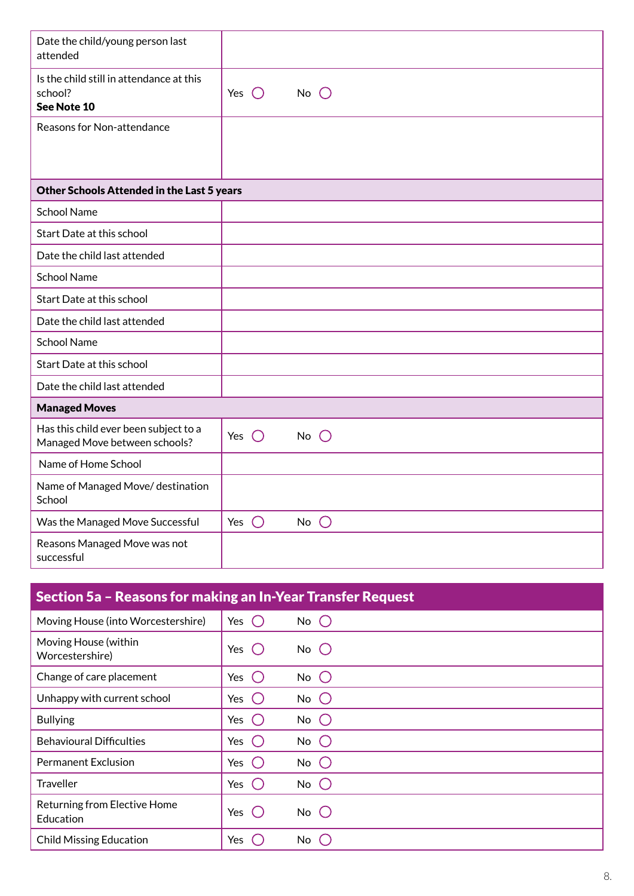| | |
|---|---|
| Date the child/young person last attended | |
| Is the child still in attendance at this school? **See Note 10** | Yes ◯ No ◯ |
| Reasons for Non-attendance | |
| **Other Schools Attended in the Last 5 years** | |
| School Name | |
| Start Date at this school | |
| Date the child last attended | |
| School Name | |
| Start Date at this school | |
| Date the child last attended | |
| School Name | |
| Start Date at this school | |
| Date the child last attended | |
| **Managed Moves** | |
| Has this child ever been subject to a Managed Move between schools? | Yes ◯ No ◯ |
| Name of Home School | |
| Name of Managed Move/ destination School | |
| Was the Managed Move Successful | Yes ◯ No ◯ |
| Reasons Managed Move was not successful | |

## Section 5a – Reasons for making an In-Year Transfer Request

| | |
|---|---|
| Moving House (into Worcestershire) | Yes ◯ No ◯ |
| Moving House (within Worcestershire) | Yes ◯ No ◯ |
| Change of care placement | Yes ◯ No ◯ |
| Unhappy with current school | Yes ◯ No ◯ |
| Bullying | Yes ◯ No ◯ |
| Behavioural Difficulties | Yes ◯ No ◯ |
| Permanent Exclusion | Yes ◯ No ◯ |
| Traveller | Yes ◯ No ◯ |
| Returning from Elective Home Education | Yes ◯ No ◯ |
| Child Missing Education | Yes ◯ No ◯ |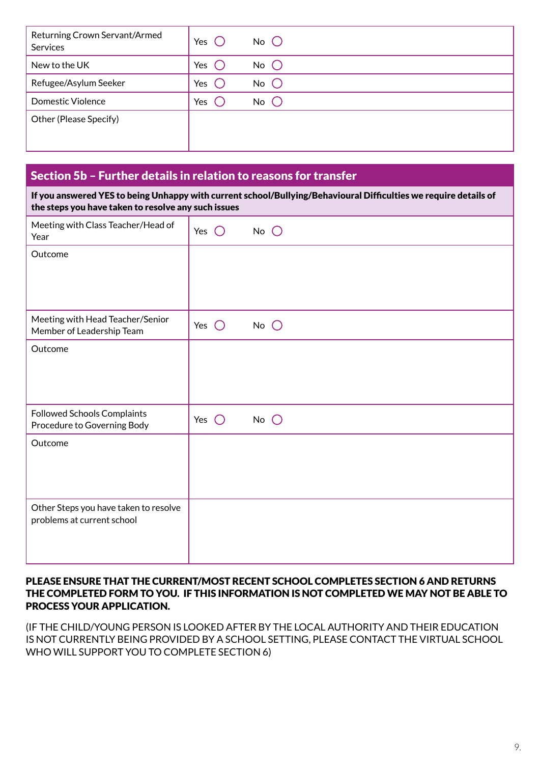| | | |
|---|---|---|
| Returning Crown Servant/Armed Services | Yes ◯ | No ◯ |
| New to the UK | Yes ◯ | No ◯ |
| Refugee/Asylum Seeker | Yes ◯ | No ◯ |
| Domestic Violence | Yes ◯ | No ◯ |
| Other (Please Specify) | | |

## Section 5b – Further details in relation to reasons for transfer

**If you answered YES to being Unhappy with current school/Bullying/Behavioural Difficulties we require details of the steps you have taken to resolve any such issues**

| | | |
|---|---|---|
| Meeting with Class Teacher/Head of Year | Yes ◯ | No ◯ |
| Outcome | | |
| Meeting with Head Teacher/Senior Member of Leadership Team | Yes ◯ | No ◯ |
| Outcome | | |
| Followed Schools Complaints Procedure to Governing Body | Yes ◯ | No ◯ |
| Outcome | | |
| Other Steps you have taken to resolve problems at current school | | |

**PLEASE ENSURE THAT THE CURRENT/MOST RECENT SCHOOL COMPLETES SECTION 6 AND RETURNS THE COMPLETED FORM TO YOU. IF THIS INFORMATION IS NOT COMPLETED WE MAY NOT BE ABLE TO PROCESS YOUR APPLICATION.**

(IF THE CHILD/YOUNG PERSON IS LOOKED AFTER BY THE LOCAL AUTHORITY AND THEIR EDUCATION IS NOT CURRENTLY BEING PROVIDED BY A SCHOOL SETTING, PLEASE CONTACT THE VIRTUAL SCHOOL WHO WILL SUPPORT YOU TO COMPLETE SECTION 6)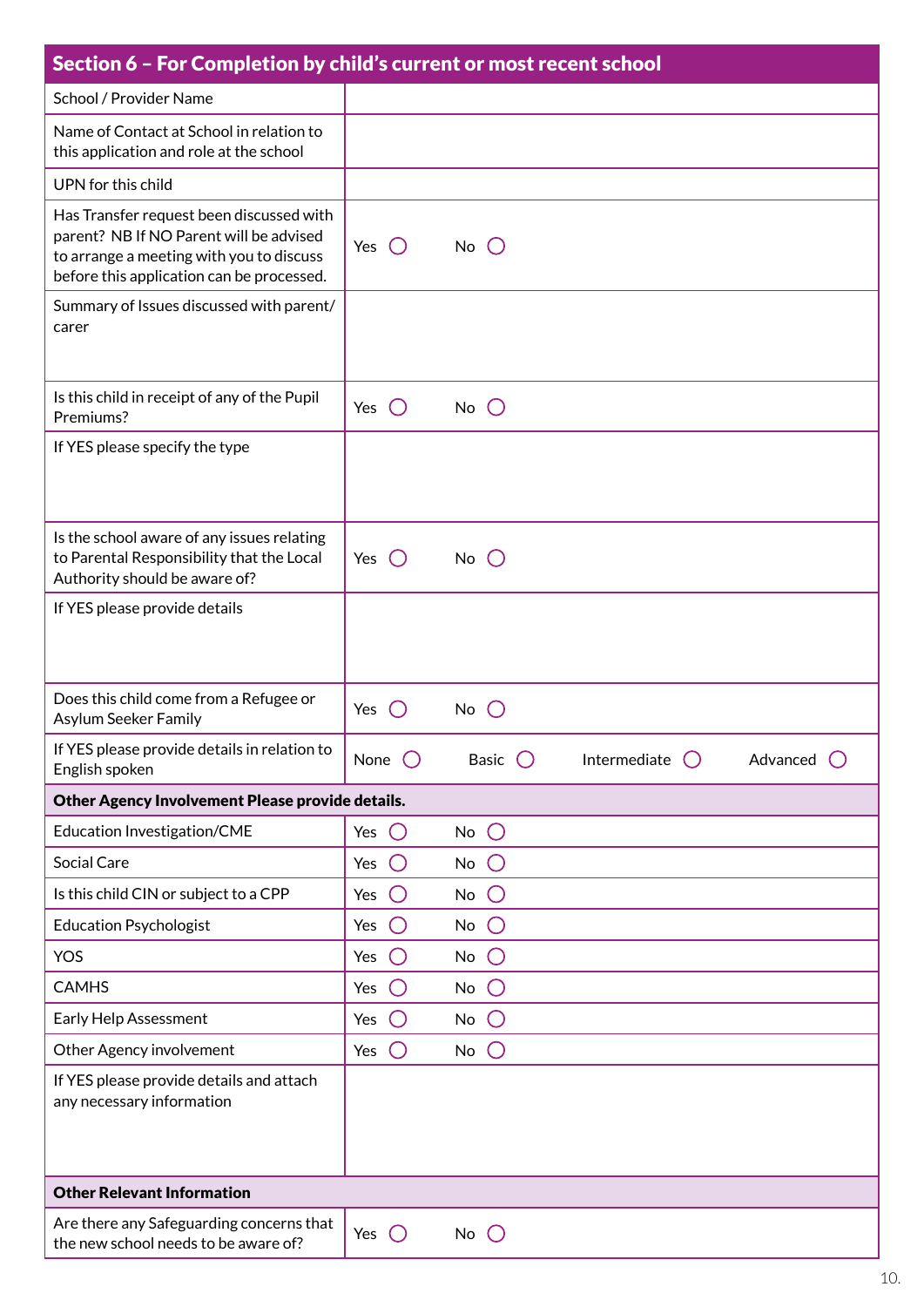## Section 6 – For Completion by child's current or most recent school

| | |
|---|---|
| School / Provider Name | |
| Name of Contact at School in relation to this application and role at the school | |
| UPN for this child | |
| Has Transfer request been discussed with parent? NB If NO Parent will be advised to arrange a meeting with you to discuss before this application can be processed. | Yes ◯ No ◯ |
| Summary of Issues discussed with parent/ carer | |
| Is this child in receipt of any of the Pupil Premiums? | Yes ◯ No ◯ |
| If YES please specify the type | |
| Is the school aware of any issues relating to Parental Responsibility that the Local Authority should be aware of? | Yes ◯ No ◯ |
| If YES please provide details | |
| Does this child come from a Refugee or Asylum Seeker Family | Yes ◯ No ◯ |
| If YES please provide details in relation to English spoken | None ◯ Basic ◯ Intermediate ◯ Advanced ◯ |
| **Other Agency Involvement Please provide details.** | |
| Education Investigation/CME | Yes ◯ No ◯ |
| Social Care | Yes ◯ No ◯ |
| Is this child CIN or subject to a CPP | Yes ◯ No ◯ |
| Education Psychologist | Yes ◯ No ◯ |
| YOS | Yes ◯ No ◯ |
| CAMHS | Yes ◯ No ◯ |
| Early Help Assessment | Yes ◯ No ◯ |
| Other Agency involvement | Yes ◯ No ◯ |
| If YES please provide details and attach any necessary information | |
| **Other Relevant Information** | |
| Are there any Safeguarding concerns that the new school needs to be aware of? | Yes ◯ No ◯ |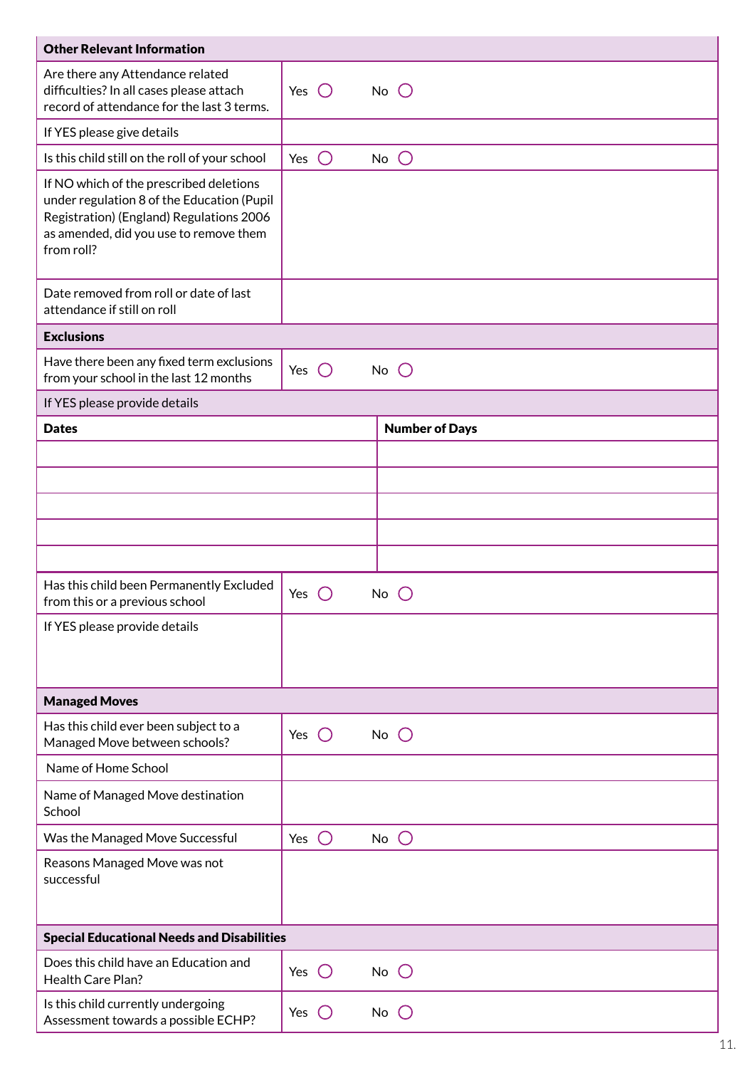| **Other Relevant Information** | |
|---|---|
| Are there any Attendance related difficulties? In all cases please attach record of attendance for the last 3 terms. | Yes ◯ No ◯ |
| If YES please give details | |
| Is this child still on the roll of your school | Yes ◯ No ◯ |
| If NO which of the prescribed deletions under regulation 8 of the Education (Pupil Registration) (England) Regulations 2006 as amended, did you use to remove them from roll? | |
| Date removed from roll or date of last attendance if still on roll | |

| **Exclusions** | |
|---|---|
| Have there been any fixed term exclusions from your school in the last 12 months | Yes ◯ No ◯ |
| If YES please provide details | |

| **Dates** | **Number of Days** |
|---|---|
| | |
| | |
| | |
| | |
| | |

| | |
|---|---|
| Has this child been Permanently Excluded from this or a previous school | Yes ◯ No ◯ |
| If YES please provide details | |

| **Managed Moves** | |
|---|---|
| Has this child ever been subject to a Managed Move between schools? | Yes ◯ No ◯ |
| Name of Home School | |
| Name of Managed Move destination School | |
| Was the Managed Move Successful | Yes ◯ No ◯ |
| Reasons Managed Move was not successful | |

| **Special Educational Needs and Disabilities** | |
|---|---|
| Does this child have an Education and Health Care Plan? | Yes ◯ No ◯ |
| Is this child currently undergoing Assessment towards a possible ECHP? | Yes ◯ No ◯ |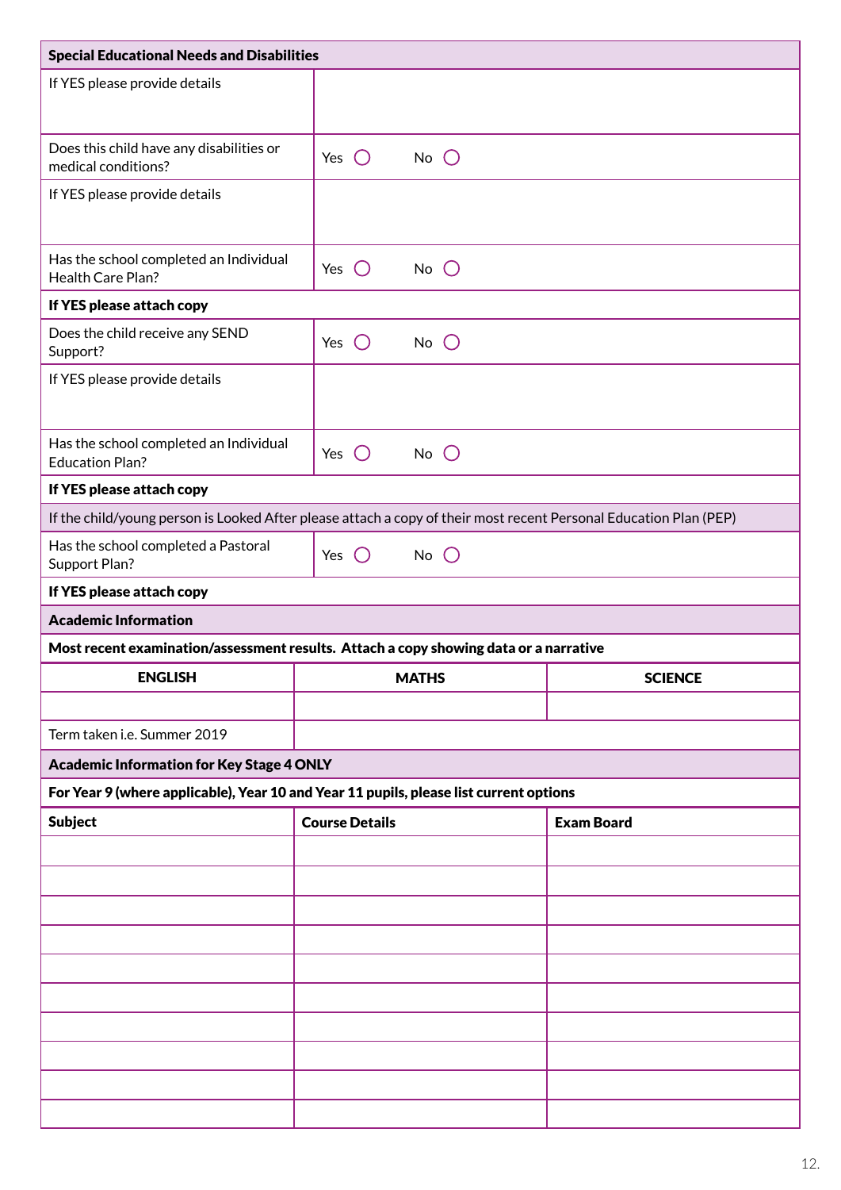| **Special Educational Needs and Disabilities** | |
|---|---|
| If YES please provide details | |
| Does this child have any disabilities or medical conditions? | Yes ◯ No ◯ |
| If YES please provide details | |
| Has the school completed an Individual Health Care Plan? | Yes ◯ No ◯ |
| **If YES please attach copy** | |
| Does the child receive any SEND Support? | Yes ◯ No ◯ |
| If YES please provide details | |
| Has the school completed an Individual Education Plan? | Yes ◯ No ◯ |
| **If YES please attach copy** | |
| If the child/young person is Looked After please attach a copy of their most recent Personal Education Plan (PEP) | |
| Has the school completed a Pastoral Support Plan? | Yes ◯ No ◯ |
| **If YES please attach copy** | |

| **Academic Information** | | |
|---|---|---|
| **Most recent examination/assessment results. Attach a copy showing data or a narrative** | | |
| **ENGLISH** | **MATHS** | **SCIENCE** |
| | | |
| Term taken i.e. Summer 2019 | | |

| **Academic Information for Key Stage 4 ONLY** | | |
|---|---|---|
| **For Year 9 (where applicable), Year 10 and Year 11 pupils, please list current options** | | |
| **Subject** | **Course Details** | **Exam Board** |
| | | |
| | | |
| | | |
| | | |
| | | |
| | | |
| | | |
| | | |
| | | |
| | | |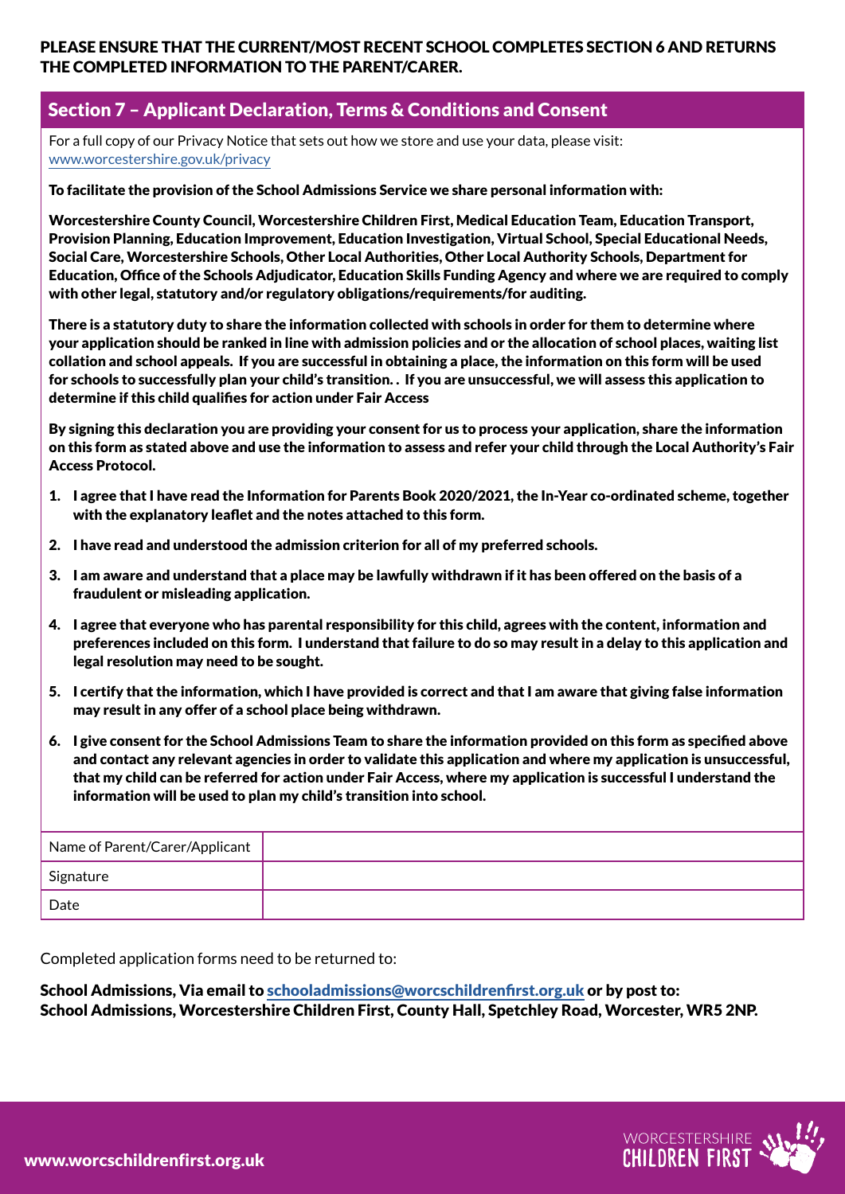**PLEASE ENSURE THAT THE CURRENT/MOST RECENT SCHOOL COMPLETES SECTION 6 AND RETURNS THE COMPLETED INFORMATION TO THE PARENT/CARER.**

## Section 7 – Applicant Declaration, Terms & Conditions and Consent

For a full copy of our Privacy Notice that sets out how we store and use your data, please visit: www.worcestershire.gov.uk/privacy

**To facilitate the provision of the School Admissions Service we share personal information with:**

**Worcestershire County Council, Worcestershire Children First, Medical Education Team, Education Transport, Provision Planning, Education Improvement, Education Investigation, Virtual School, Special Educational Needs, Social Care, Worcestershire Schools, Other Local Authorities, Other Local Authority Schools, Department for Education, Office of the Schools Adjudicator, Education Skills Funding Agency and where we are required to comply with other legal, statutory and/or regulatory obligations/requirements/for auditing.**

**There is a statutory duty to share the information collected with schools in order for them to determine where your application should be ranked in line with admission policies and or the allocation of school places, waiting list collation and school appeals. If you are successful in obtaining a place, the information on this form will be used for schools to successfully plan your child's transition. . If you are unsuccessful, we will assess this application to determine if this child qualifies for action under Fair Access**

**By signing this declaration you are providing your consent for us to process your application, share the information on this form as stated above and use the information to assess and refer your child through the Local Authority's Fair Access Protocol.**

1. **I agree that I have read the Information for Parents Book 2020/2021, the In-Year co-ordinated scheme, together with the explanatory leaflet and the notes attached to this form.**
2. **I have read and understood the admission criterion for all of my preferred schools.**
3. **I am aware and understand that a place may be lawfully withdrawn if it has been offered on the basis of a fraudulent or misleading application.**
4. **I agree that everyone who has parental responsibility for this child, agrees with the content, information and preferences included on this form. I understand that failure to do so may result in a delay to this application and legal resolution may need to be sought.**
5. **I certify that the information, which I have provided is correct and that I am aware that giving false information may result in any offer of a school place being withdrawn.**
6. **I give consent for the School Admissions Team to share the information provided on this form as specified above and contact any relevant agencies in order to validate this application and where my application is unsuccessful, that my child can be referred for action under Fair Access, where my application is successful I understand the information will be used to plan my child's transition into school.**

| | |
|---|---|
| Name of Parent/Carer/Applicant | |
| Signature | |
| Date | |

Completed application forms need to be returned to:

**School Admissions, Via email to schooladmissions@worcschildrenfirst.org.uk or by post to:**
**School Admissions, Worcestershire Children First, County Hall, Spetchley Road, Worcester, WR5 2NP.**